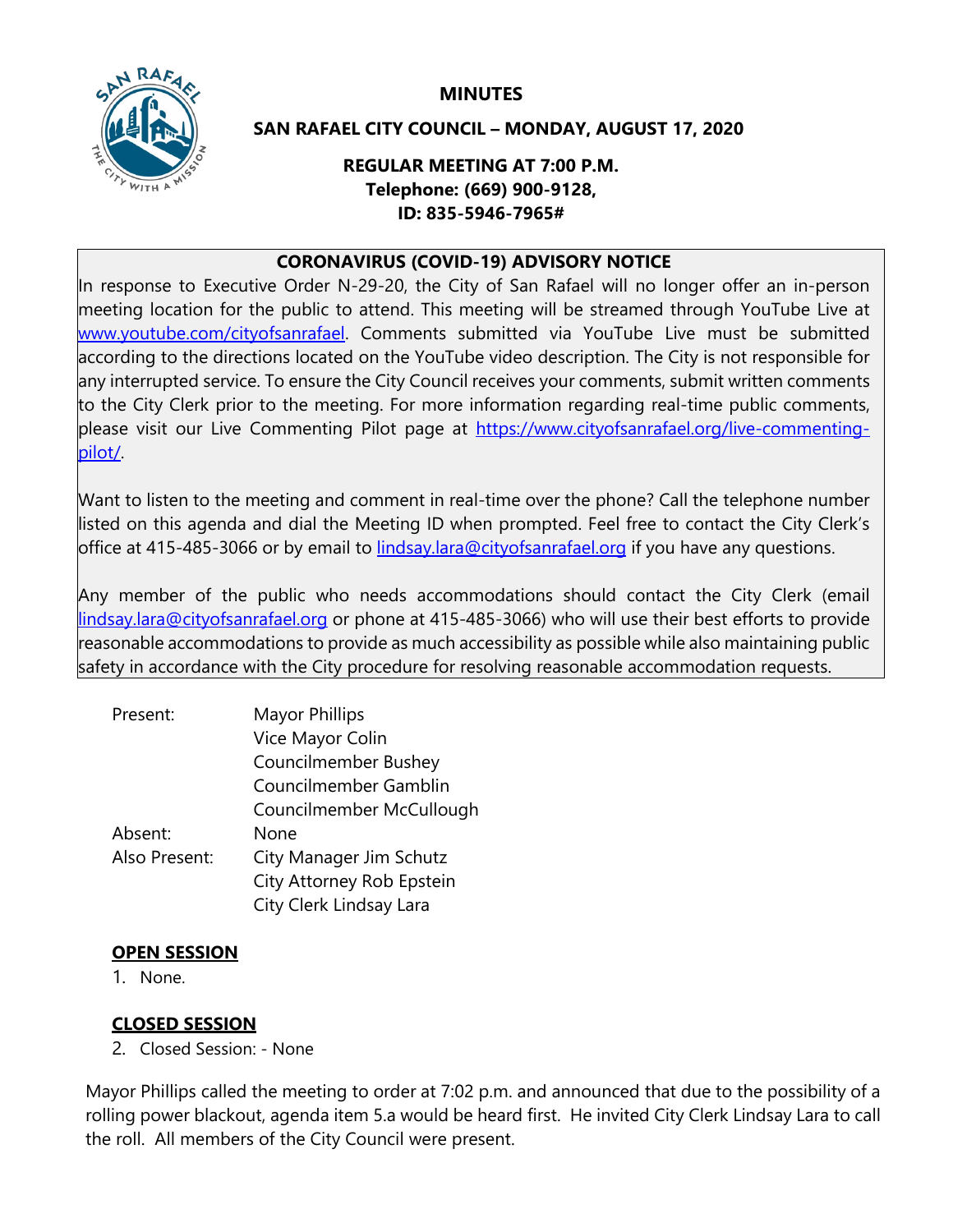# MINUTES

## SAN RAFAEL CITY COUNCIL – MONDAY, AUGUST 17, 2020

### REGULAR MEETING AT 7:00 P.M.
**Telephone: (669) 900-9128,**
**ID: 835-5946-7965#**

---

**CORONAVIRUS (COVID-19) ADVISORY NOTICE**

In response to Executive Order N-29-20, the City of San Rafael will no longer offer an in-person meeting location for the public to attend. This meeting will be streamed through YouTube Live at [www.youtube.com/cityofsanrafael](www.youtube.com/cityofsanrafael). Comments submitted via YouTube Live must be submitted according to the directions located on the YouTube video description. The City is not responsible for any interrupted service. To ensure the City Council receives your comments, submit written comments to the City Clerk prior to the meeting. For more information regarding real-time public comments, please visit our Live Commenting Pilot page at [https://www.cityofsanrafael.org/live-commenting-pilot/](https://www.cityofsanrafael.org/live-commenting-pilot/).

Want to listen to the meeting and comment in real-time over the phone? Call the telephone number listed on this agenda and dial the Meeting ID when prompted. Feel free to contact the City Clerk's office at 415-485-3066 or by email to [lindsay.lara@cityofsanrafael.org](mailto:lindsay.lara@cityofsanrafael.org) if you have any questions.

Any member of the public who needs accommodations should contact the City Clerk (email [lindsay.lara@cityofsanrafael.org](mailto:lindsay.lara@cityofsanrafael.org) or phone at 415-485-3066) who will use their best efforts to provide reasonable accommodations to provide as much accessibility as possible while also maintaining public safety in accordance with the City procedure for resolving reasonable accommodation requests.

---

| | |
|---|---|
| Present: | Mayor Phillips |
| | Vice Mayor Colin |
| | Councilmember Bushey |
| | Councilmember Gamblin |
| | Councilmember McCullough |
| Absent: | None |
| Also Present: | City Manager Jim Schutz |
| | City Attorney Rob Epstein |
| | City Clerk Lindsay Lara |

**OPEN SESSION**

1. None.

**CLOSED SESSION**

2. Closed Session: - None

Mayor Phillips called the meeting to order at 7:02 p.m. and announced that due to the possibility of a rolling power blackout, agenda item 5.a would be heard first. He invited City Clerk Lindsay Lara to call the roll. All members of the City Council were present.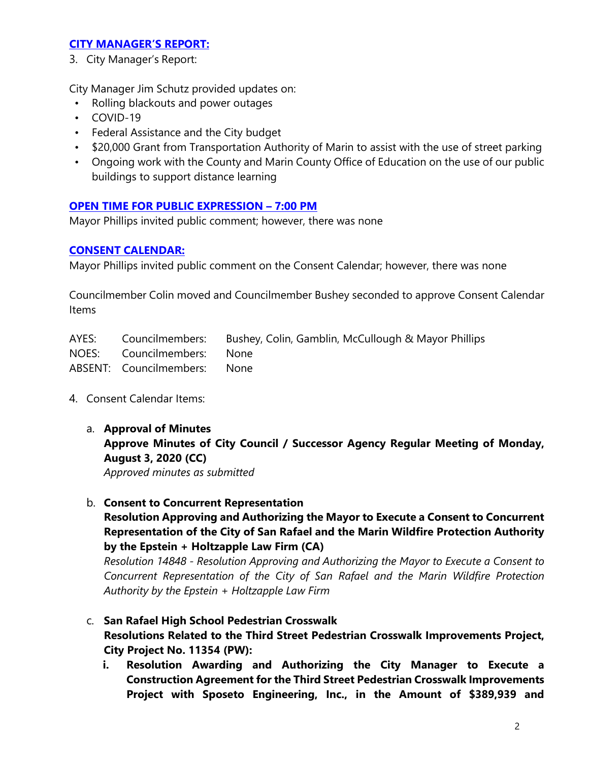### **CITY MANAGER'S REPORT:**

3. City Manager's Report:

City Manager Jim Schutz provided updates on:

- Rolling blackouts and power outages
- COVID-19
- Federal Assistance and the City budget
- $20,000 Grant from Transportation Authority of Marin to assist with the use of street parking
- Ongoing work with the County and Marin County Office of Education on the use of our public buildings to support distance learning

### **OPEN TIME FOR PUBLIC EXPRESSION – 7:00 PM**

Mayor Phillips invited public comment; however, there was none

### **CONSENT CALENDAR:**

Mayor Phillips invited public comment on the Consent Calendar; however, there was none

Councilmember Colin moved and Councilmember Bushey seconded to approve Consent Calendar Items

| | | |
|---|---|---|
| AYES: | Councilmembers: | Bushey, Colin, Gamblin, McCullough & Mayor Phillips |
| NOES: | Councilmembers: | None |
| ABSENT: | Councilmembers: | None |

4. Consent Calendar Items:

   a. **Approval of Minutes**
   **Approve Minutes of City Council / Successor Agency Regular Meeting of Monday, August 3, 2020 (CC)**
   *Approved minutes as submitted*

   b. **Consent to Concurrent Representation**
   **Resolution Approving and Authorizing the Mayor to Execute a Consent to Concurrent Representation of the City of San Rafael and the Marin Wildfire Protection Authority by the Epstein + Holtzapple Law Firm (CA)**
   *Resolution 14848 - Resolution Approving and Authorizing the Mayor to Execute a Consent to Concurrent Representation of the City of San Rafael and the Marin Wildfire Protection Authority by the Epstein + Holtzapple Law Firm*

   c. **San Rafael High School Pedestrian Crosswalk**
   **Resolutions Related to the Third Street Pedestrian Crosswalk Improvements Project, City Project No. 11354 (PW):**
      i. **Resolution Awarding and Authorizing the City Manager to Execute a Construction Agreement for the Third Street Pedestrian Crosswalk Improvements Project with Sposeto Engineering, Inc., in the Amount of $389,939 and**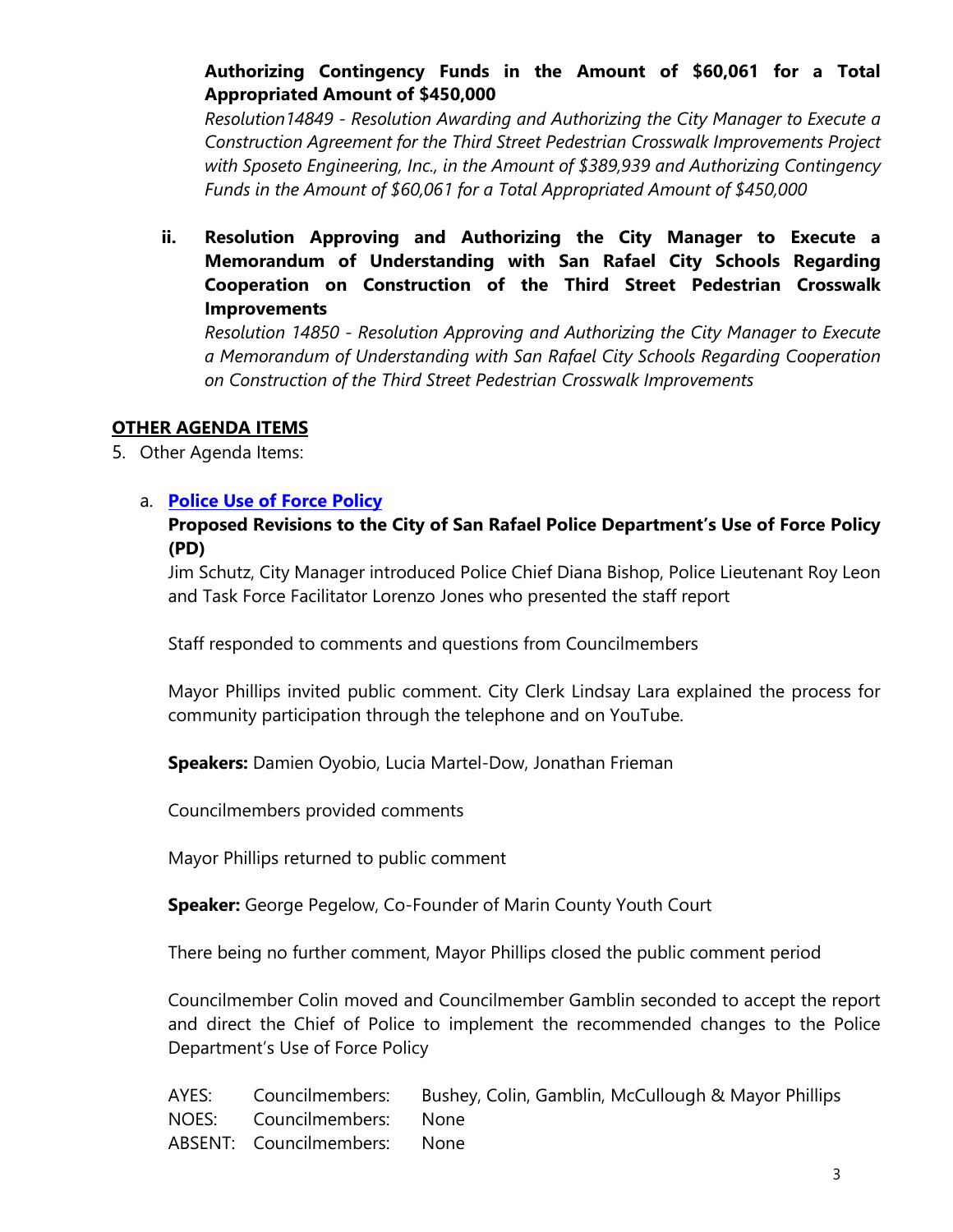**Authorizing Contingency Funds in the Amount of $60,061 for a Total Appropriated Amount of $450,000**

*Resolution14849 - Resolution Awarding and Authorizing the City Manager to Execute a Construction Agreement for the Third Street Pedestrian Crosswalk Improvements Project with Sposeto Engineering, Inc., in the Amount of $389,939 and Authorizing Contingency Funds in the Amount of $60,061 for a Total Appropriated Amount of $450,000*

ii. **Resolution Approving and Authorizing the City Manager to Execute a Memorandum of Understanding with San Rafael City Schools Regarding Cooperation on Construction of the Third Street Pedestrian Crosswalk Improvements**

*Resolution 14850 - Resolution Approving and Authorizing the City Manager to Execute a Memorandum of Understanding with San Rafael City Schools Regarding Cooperation on Construction of the Third Street Pedestrian Crosswalk Improvements*

**OTHER AGENDA ITEMS**

5. Other Agenda Items:

a. **Police Use of Force Policy**

**Proposed Revisions to the City of San Rafael Police Department's Use of Force Policy (PD)**

Jim Schutz, City Manager introduced Police Chief Diana Bishop, Police Lieutenant Roy Leon and Task Force Facilitator Lorenzo Jones who presented the staff report

Staff responded to comments and questions from Councilmembers

Mayor Phillips invited public comment. City Clerk Lindsay Lara explained the process for community participation through the telephone and on YouTube.

**Speakers:** Damien Oyobio, Lucia Martel-Dow, Jonathan Frieman

Councilmembers provided comments

Mayor Phillips returned to public comment

**Speaker:** George Pegelow, Co-Founder of Marin County Youth Court

There being no further comment, Mayor Phillips closed the public comment period

Councilmember Colin moved and Councilmember Gamblin seconded to accept the report and direct the Chief of Police to implement the recommended changes to the Police Department's Use of Force Policy

AYES: Councilmembers: Bushey, Colin, Gamblin, McCullough & Mayor Phillips
NOES: Councilmembers: None
ABSENT: Councilmembers: None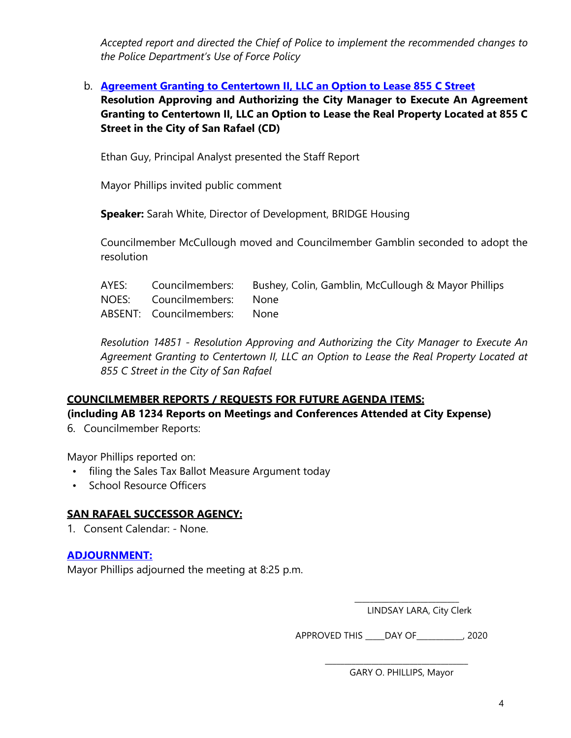*Accepted report and directed the Chief of Police to implement the recommended changes to the Police Department's Use of Force Policy*

b. **Agreement Granting to Centertown II, LLC an Option to Lease 855 C Street**
**Resolution Approving and Authorizing the City Manager to Execute An Agreement Granting to Centertown II, LLC an Option to Lease the Real Property Located at 855 C Street in the City of San Rafael (CD)**

Ethan Guy, Principal Analyst presented the Staff Report

Mayor Phillips invited public comment

**Speaker:** Sarah White, Director of Development, BRIDGE Housing

Councilmember McCullough moved and Councilmember Gamblin seconded to adopt the resolution

| | | |
|---|---|---|
| AYES: | Councilmembers: | Bushey, Colin, Gamblin, McCullough & Mayor Phillips |
| NOES: | Councilmembers: | None |
| ABSENT: | Councilmembers: | None |

*Resolution 14851 - Resolution Approving and Authorizing the City Manager to Execute An Agreement Granting to Centertown II, LLC an Option to Lease the Real Property Located at 855 C Street in the City of San Rafael*

## COUNCILMEMBER REPORTS / REQUESTS FOR FUTURE AGENDA ITEMS:
**(including AB 1234 Reports on Meetings and Conferences Attended at City Expense)**

6. Councilmember Reports:

Mayor Phillips reported on:

- filing the Sales Tax Ballot Measure Argument today
- School Resource Officers

## SAN RAFAEL SUCCESSOR AGENCY:

1. Consent Calendar: - None.

## ADJOURNMENT:

Mayor Phillips adjourned the meeting at 8:25 p.m.

\_\_\_\_\_\_\_\_\_\_\_\_\_\_\_\_\_\_\_\_\_\_\_\_\_\_
LINDSAY LARA, City Clerk

APPROVED THIS \_\_\_\_\_DAY OF\_\_\_\_\_\_\_\_\_\_\_, 2020

\_\_\_\_\_\_\_\_\_\_\_\_\_\_\_\_\_\_\_\_\_\_\_\_\_\_\_\_\_\_\_\_\_\_\_
GARY O. PHILLIPS, Mayor